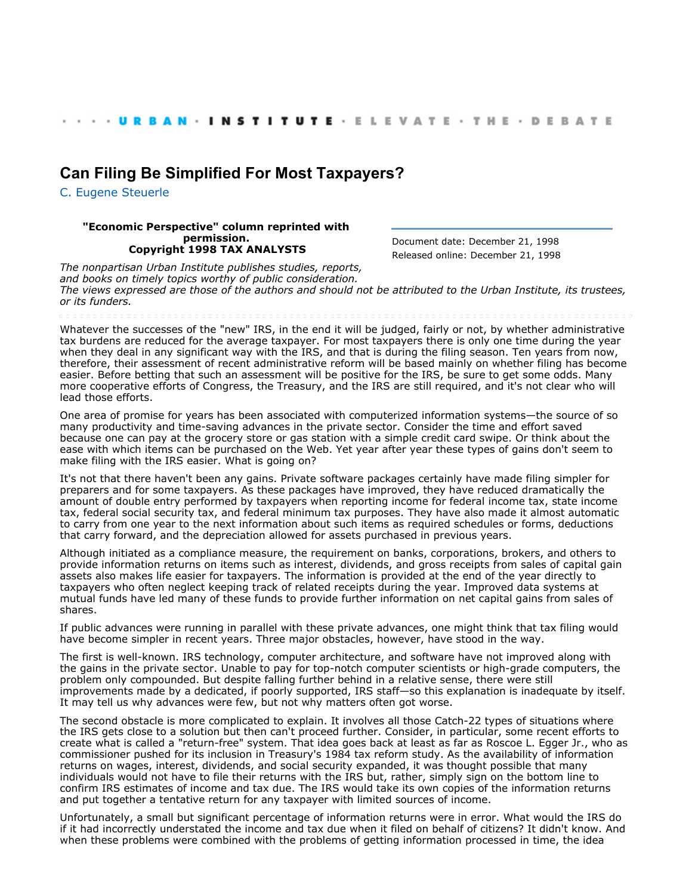· · · · URBAN · INSTITUTE · ELEVATE · THE · DEBATE

# Can Filing Be Simplified For Most Taxpayers?

C. Eugene Steuerle

**"Economic Perspective" column reprinted with permission.**
**Copyright 1998 TAX ANALYSTS**

Document date: December 21, 1998
Released online: December 21, 1998

*The nonpartisan Urban Institute publishes studies, reports, and books on timely topics worthy of public consideration. The views expressed are those of the authors and should not be attributed to the Urban Institute, its trustees, or its funders.*

Whatever the successes of the "new" IRS, in the end it will be judged, fairly or not, by whether administrative tax burdens are reduced for the average taxpayer. For most taxpayers there is only one time during the year when they deal in any significant way with the IRS, and that is during the filing season. Ten years from now, therefore, their assessment of recent administrative reform will be based mainly on whether filing has become easier. Before betting that such an assessment will be positive for the IRS, be sure to get some odds. Many more cooperative efforts of Congress, the Treasury, and the IRS are still required, and it's not clear who will lead those efforts.

One area of promise for years has been associated with computerized information systems—the source of so many productivity and time-saving advances in the private sector. Consider the time and effort saved because one can pay at the grocery store or gas station with a simple credit card swipe. Or think about the ease with which items can be purchased on the Web. Yet year after year these types of gains don't seem to make filing with the IRS easier. What is going on?

It's not that there haven't been any gains. Private software packages certainly have made filing simpler for preparers and for some taxpayers. As these packages have improved, they have reduced dramatically the amount of double entry performed by taxpayers when reporting income for federal income tax, state income tax, federal social security tax, and federal minimum tax purposes. They have also made it almost automatic to carry from one year to the next information about such items as required schedules or forms, deductions that carry forward, and the depreciation allowed for assets purchased in previous years.

Although initiated as a compliance measure, the requirement on banks, corporations, brokers, and others to provide information returns on items such as interest, dividends, and gross receipts from sales of capital gain assets also makes life easier for taxpayers. The information is provided at the end of the year directly to taxpayers who often neglect keeping track of related receipts during the year. Improved data systems at mutual funds have led many of these funds to provide further information on net capital gains from sales of shares.

If public advances were running in parallel with these private advances, one might think that tax filing would have become simpler in recent years. Three major obstacles, however, have stood in the way.

The first is well-known. IRS technology, computer architecture, and software have not improved along with the gains in the private sector. Unable to pay for top-notch computer scientists or high-grade computers, the problem only compounded. But despite falling further behind in a relative sense, there were still improvements made by a dedicated, if poorly supported, IRS staff—so this explanation is inadequate by itself. It may tell us why advances were few, but not why matters often got worse.

The second obstacle is more complicated to explain. It involves all those Catch-22 types of situations where the IRS gets close to a solution but then can't proceed further. Consider, in particular, some recent efforts to create what is called a "return-free" system. That idea goes back at least as far as Roscoe L. Egger Jr., who as commissioner pushed for its inclusion in Treasury's 1984 tax reform study. As the availability of information returns on wages, interest, dividends, and social security expanded, it was thought possible that many individuals would not have to file their returns with the IRS but, rather, simply sign on the bottom line to confirm IRS estimates of income and tax due. The IRS would take its own copies of the information returns and put together a tentative return for any taxpayer with limited sources of income.

Unfortunately, a small but significant percentage of information returns were in error. What would the IRS do if it had incorrectly understated the income and tax due when it filed on behalf of citizens? It didn't know. And when these problems were combined with the problems of getting information processed in time, the idea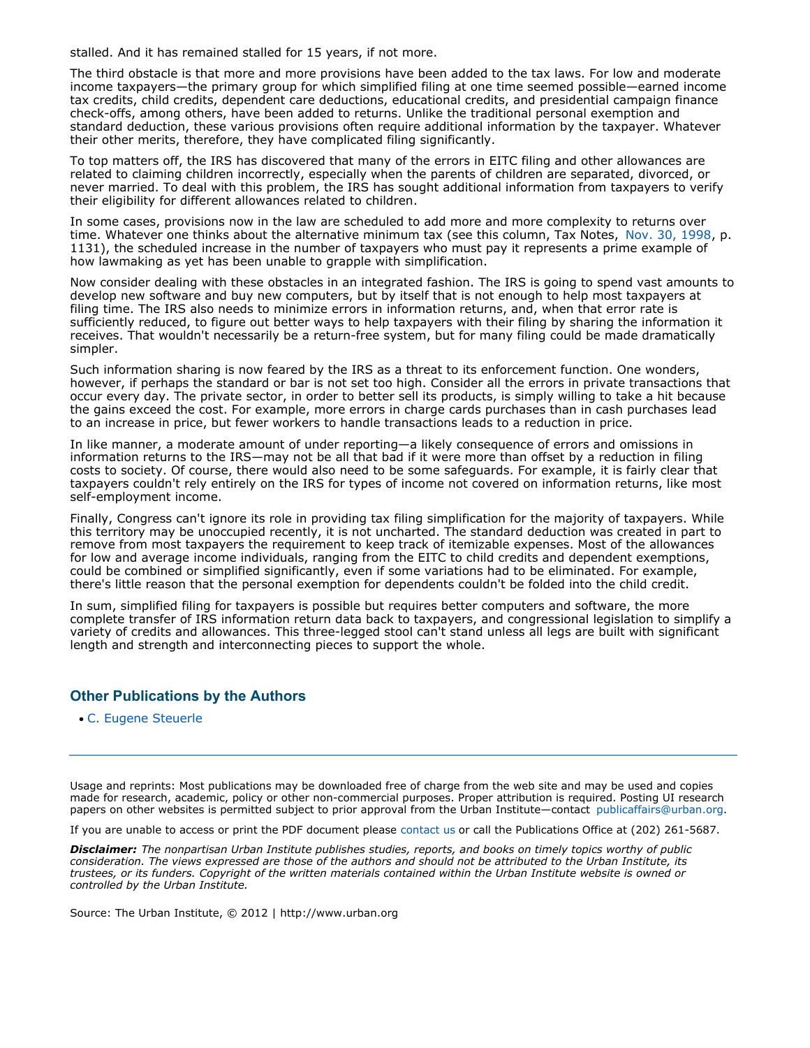stalled. And it has remained stalled for 15 years, if not more.

The third obstacle is that more and more provisions have been added to the tax laws. For low and moderate income taxpayers—the primary group for which simplified filing at one time seemed possible—earned income tax credits, child credits, dependent care deductions, educational credits, and presidential campaign finance check-offs, among others, have been added to returns. Unlike the traditional personal exemption and standard deduction, these various provisions often require additional information by the taxpayer. Whatever their other merits, therefore, they have complicated filing significantly.

To top matters off, the IRS has discovered that many of the errors in EITC filing and other allowances are related to claiming children incorrectly, especially when the parents of children are separated, divorced, or never married. To deal with this problem, the IRS has sought additional information from taxpayers to verify their eligibility for different allowances related to children.

In some cases, provisions now in the law are scheduled to add more and more complexity to returns over time. Whatever one thinks about the alternative minimum tax (see this column, Tax Notes, Nov. 30, 1998, p. 1131), the scheduled increase in the number of taxpayers who must pay it represents a prime example of how lawmaking as yet has been unable to grapple with simplification.

Now consider dealing with these obstacles in an integrated fashion. The IRS is going to spend vast amounts to develop new software and buy new computers, but by itself that is not enough to help most taxpayers at filing time. The IRS also needs to minimize errors in information returns, and, when that error rate is sufficiently reduced, to figure out better ways to help taxpayers with their filing by sharing the information it receives. That wouldn't necessarily be a return-free system, but for many filing could be made dramatically simpler.

Such information sharing is now feared by the IRS as a threat to its enforcement function. One wonders, however, if perhaps the standard or bar is not set too high. Consider all the errors in private transactions that occur every day. The private sector, in order to better sell its products, is simply willing to take a hit because the gains exceed the cost. For example, more errors in charge cards purchases than in cash purchases lead to an increase in price, but fewer workers to handle transactions leads to a reduction in price.

In like manner, a moderate amount of under reporting—a likely consequence of errors and omissions in information returns to the IRS—may not be all that bad if it were more than offset by a reduction in filing costs to society. Of course, there would also need to be some safeguards. For example, it is fairly clear that taxpayers couldn't rely entirely on the IRS for types of income not covered on information returns, like most self-employment income.

Finally, Congress can't ignore its role in providing tax filing simplification for the majority of taxpayers. While this territory may be unoccupied recently, it is not uncharted. The standard deduction was created in part to remove from most taxpayers the requirement to keep track of itemizable expenses. Most of the allowances for low and average income individuals, ranging from the EITC to child credits and dependent exemptions, could be combined or simplified significantly, even if some variations had to be eliminated. For example, there's little reason that the personal exemption for dependents couldn't be folded into the child credit.

In sum, simplified filing for taxpayers is possible but requires better computers and software, the more complete transfer of IRS information return data back to taxpayers, and congressional legislation to simplify a variety of credits and allowances. This three-legged stool can't stand unless all legs are built with significant length and strength and interconnecting pieces to support the whole.

### Other Publications by the Authors

- C. Eugene Steuerle

---

Usage and reprints: Most publications may be downloaded free of charge from the web site and may be used and copies made for research, academic, policy or other non-commercial purposes. Proper attribution is required. Posting UI research papers on other websites is permitted subject to prior approval from the Urban Institute—contact publicaffairs@urban.org.

If you are unable to access or print the PDF document please contact us or call the Publications Office at (202) 261-5687.

***Disclaimer:*** *The nonpartisan Urban Institute publishes studies, reports, and books on timely topics worthy of public consideration. The views expressed are those of the authors and should not be attributed to the Urban Institute, its trustees, or its funders. Copyright of the written materials contained within the Urban Institute website is owned or controlled by the Urban Institute.*

Source: The Urban Institute, © 2012 | http://www.urban.org